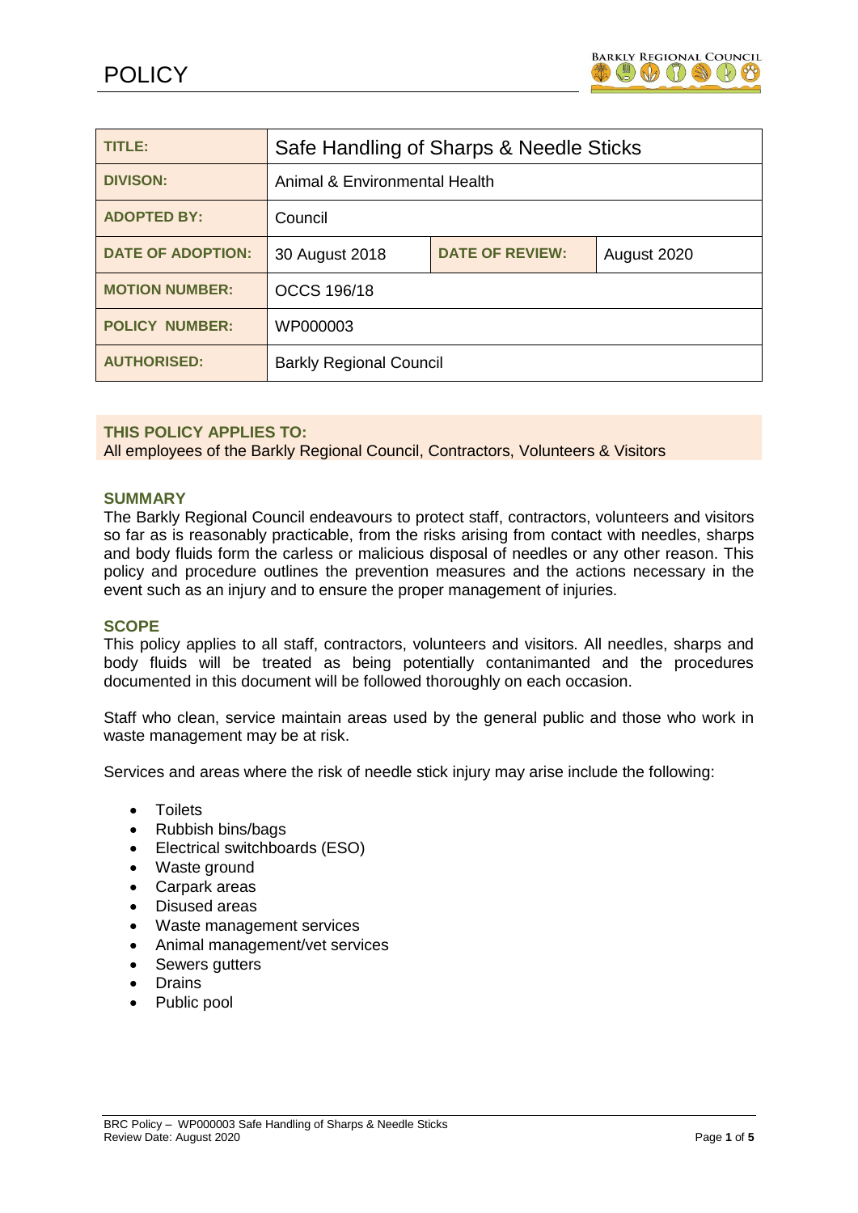# POLICY

| TITLE: | Safe Handling of Sharps & Needle Sticks | | |
|---|---|---|---|
| DIVISON: | Animal & Environmental Health | | |
| ADOPTED BY: | Council | | |
| DATE OF ADOPTION: | 30 August 2018 | DATE OF REVIEW: | August 2020 |
| MOTION NUMBER: | OCCS 196/18 | | |
| POLICY NUMBER: | WP000003 | | |
| AUTHORISED: | Barkly Regional Council | | |

**THIS POLICY APPLIES TO:**
All employees of the Barkly Regional Council, Contractors, Volunteers & Visitors

## SUMMARY

The Barkly Regional Council endeavours to protect staff, contractors, volunteers and visitors so far as is reasonably practicable, from the risks arising from contact with needles, sharps and body fluids form the carless or malicious disposal of needles or any other reason. This policy and procedure outlines the prevention measures and the actions necessary in the event such as an injury and to ensure the proper management of injuries.

## SCOPE

This policy applies to all staff, contractors, volunteers and visitors. All needles, sharps and body fluids will be treated as being potentially contanimanted and the procedures documented in this document will be followed thoroughly on each occasion.

Staff who clean, service maintain areas used by the general public and those who work in waste management may be at risk.

Services and areas where the risk of needle stick injury may arise include the following:

- Toilets
- Rubbish bins/bags
- Electrical switchboards (ESO)
- Waste ground
- Carpark areas
- Disused areas
- Waste management services
- Animal management/vet services
- Sewers gutters
- Drains
- Public pool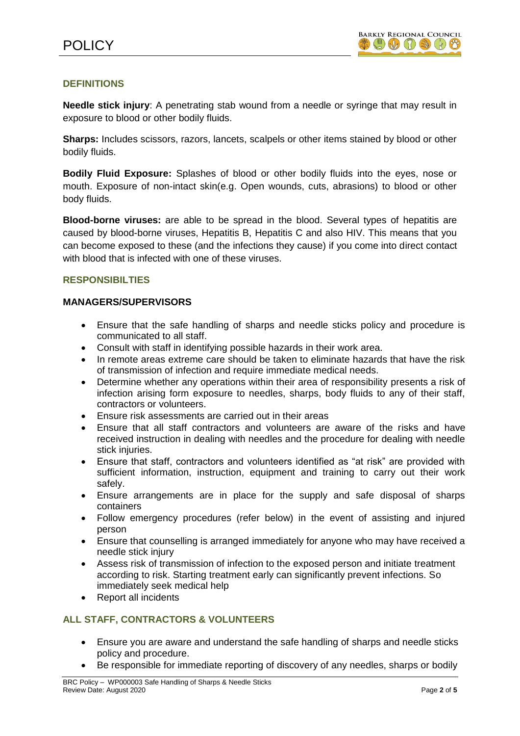## DEFINITIONS

**Needle stick injury**: A penetrating stab wound from a needle or syringe that may result in exposure to blood or other bodily fluids.

**Sharps:** Includes scissors, razors, lancets, scalpels or other items stained by blood or other bodily fluids.

**Bodily Fluid Exposure:** Splashes of blood or other bodily fluids into the eyes, nose or mouth. Exposure of non-intact skin(e.g. Open wounds, cuts, abrasions) to blood or other body fluids.

**Blood-borne viruses:** are able to be spread in the blood. Several types of hepatitis are caused by blood-borne viruses, Hepatitis B, Hepatitis C and also HIV. This means that you can become exposed to these (and the infections they cause) if you come into direct contact with blood that is infected with one of these viruses.

## RESPONSIBILTIES

### MANAGERS/SUPERVISORS

- Ensure that the safe handling of sharps and needle sticks policy and procedure is communicated to all staff.
- Consult with staff in identifying possible hazards in their work area.
- In remote areas extreme care should be taken to eliminate hazards that have the risk of transmission of infection and require immediate medical needs.
- Determine whether any operations within their area of responsibility presents a risk of infection arising form exposure to needles, sharps, body fluids to any of their staff, contractors or volunteers.
- Ensure risk assessments are carried out in their areas
- Ensure that all staff contractors and volunteers are aware of the risks and have received instruction in dealing with needles and the procedure for dealing with needle stick injuries.
- Ensure that staff, contractors and volunteers identified as "at risk" are provided with sufficient information, instruction, equipment and training to carry out their work safely.
- Ensure arrangements are in place for the supply and safe disposal of sharps containers
- Follow emergency procedures (refer below) in the event of assisting and injured person
- Ensure that counselling is arranged immediately for anyone who may have received a needle stick injury
- Assess risk of transmission of infection to the exposed person and initiate treatment according to risk. Starting treatment early can significantly prevent infections. So immediately seek medical help
- Report all incidents

### ALL STAFF, CONTRACTORS & VOLUNTEERS

- Ensure you are aware and understand the safe handling of sharps and needle sticks policy and procedure.
- Be responsible for immediate reporting of discovery of any needles, sharps or bodily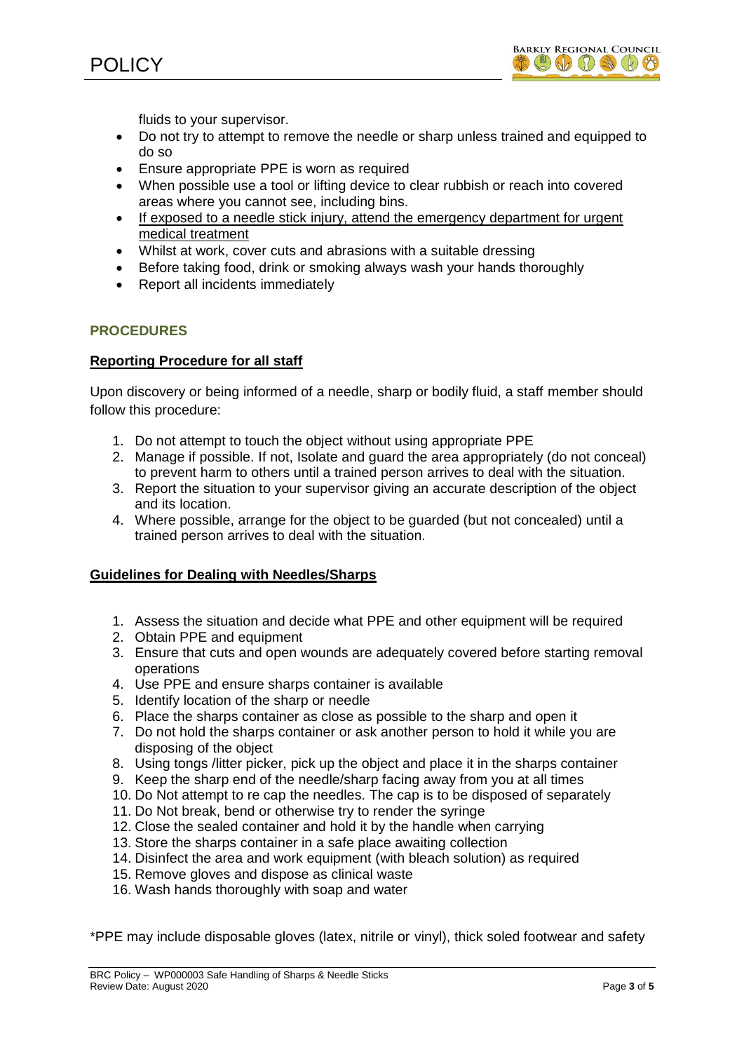fluids to your supervisor.

- Do not try to attempt to remove the needle or sharp unless trained and equipped to do so
- Ensure appropriate PPE is worn as required
- When possible use a tool or lifting device to clear rubbish or reach into covered areas where you cannot see, including bins.
- <u>If exposed to a needle stick injury, attend the emergency department for urgent medical treatment</u>
- Whilst at work, cover cuts and abrasions with a suitable dressing
- Before taking food, drink or smoking always wash your hands thoroughly
- Report all incidents immediately

## PROCEDURES

### Reporting Procedure for all staff

Upon discovery or being informed of a needle, sharp or bodily fluid, a staff member should follow this procedure:

1. Do not attempt to touch the object without using appropriate PPE
2. Manage if possible. If not, Isolate and guard the area appropriately (do not conceal) to prevent harm to others until a trained person arrives to deal with the situation.
3. Report the situation to your supervisor giving an accurate description of the object and its location.
4. Where possible, arrange for the object to be guarded (but not concealed) until a trained person arrives to deal with the situation.

### Guidelines for Dealing with Needles/Sharps

1. Assess the situation and decide what PPE and other equipment will be required
2. Obtain PPE and equipment
3. Ensure that cuts and open wounds are adequately covered before starting removal operations
4. Use PPE and ensure sharps container is available
5. Identify location of the sharp or needle
6. Place the sharps container as close as possible to the sharp and open it
7. Do not hold the sharps container or ask another person to hold it while you are disposing of the object
8. Using tongs /litter picker, pick up the object and place it in the sharps container
9. Keep the sharp end of the needle/sharp facing away from you at all times
10. Do Not attempt to re cap the needles. The cap is to be disposed of separately
11. Do Not break, bend or otherwise try to render the syringe
12. Close the sealed container and hold it by the handle when carrying
13. Store the sharps container in a safe place awaiting collection
14. Disinfect the area and work equipment (with bleach solution) as required
15. Remove gloves and dispose as clinical waste
16. Wash hands thoroughly with soap and water

*PPE may include disposable gloves (latex, nitrile or vinyl), thick soled footwear and safety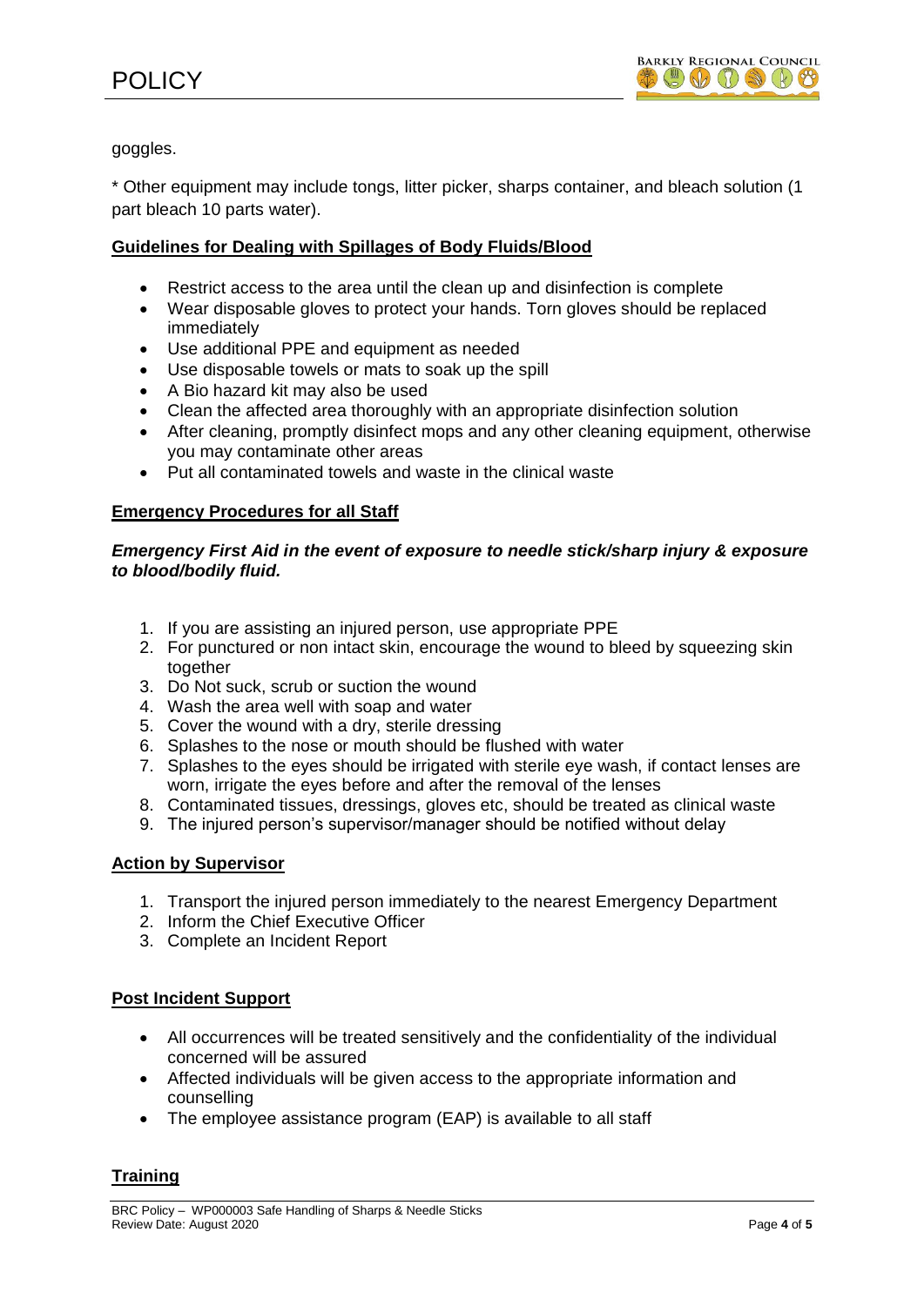goggles.

* Other equipment may include tongs, litter picker, sharps container, and bleach solution (1 part bleach 10 parts water).

## Guidelines for Dealing with Spillages of Body Fluids/Blood

- Restrict access to the area until the clean up and disinfection is complete
- Wear disposable gloves to protect your hands. Torn gloves should be replaced immediately
- Use additional PPE and equipment as needed
- Use disposable towels or mats to soak up the spill
- A Bio hazard kit may also be used
- Clean the affected area thoroughly with an appropriate disinfection solution
- After cleaning, promptly disinfect mops and any other cleaning equipment, otherwise you may contaminate other areas
- Put all contaminated towels and waste in the clinical waste

## Emergency Procedures for all Staff

### *Emergency First Aid in the event of exposure to needle stick/sharp injury & exposure to blood/bodily fluid.*

1. If you are assisting an injured person, use appropriate PPE
2. For punctured or non intact skin, encourage the wound to bleed by squeezing skin together
3. Do Not suck, scrub or suction the wound
4. Wash the area well with soap and water
5. Cover the wound with a dry, sterile dressing
6. Splashes to the nose or mouth should be flushed with water
7. Splashes to the eyes should be irrigated with sterile eye wash, if contact lenses are worn, irrigate the eyes before and after the removal of the lenses
8. Contaminated tissues, dressings, gloves etc, should be treated as clinical waste
9. The injured person's supervisor/manager should be notified without delay

## Action by Supervisor

1. Transport the injured person immediately to the nearest Emergency Department
2. Inform the Chief Executive Officer
3. Complete an Incident Report

## Post Incident Support

- All occurrences will be treated sensitively and the confidentiality of the individual concerned will be assured
- Affected individuals will be given access to the appropriate information and counselling
- The employee assistance program (EAP) is available to all staff

## Training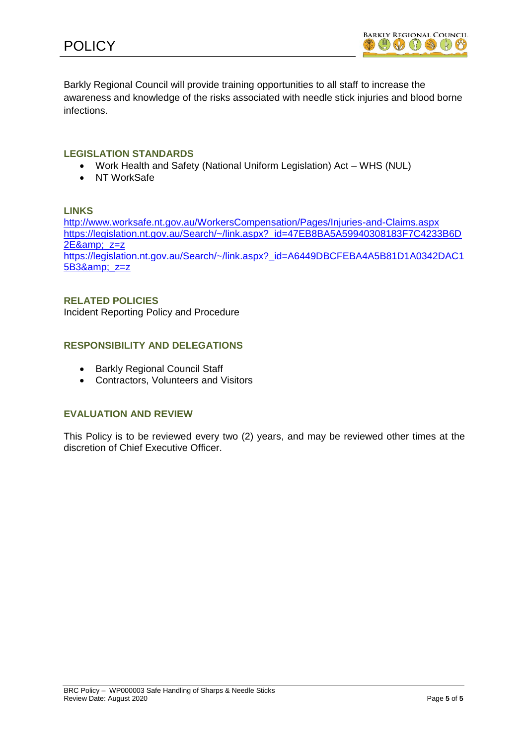Barkly Regional Council will provide training opportunities to all staff to increase the awareness and knowledge of the risks associated with needle stick injuries and blood borne infections.

## LEGISLATION STANDARDS

- Work Health and Safety (National Uniform Legislation) Act – WHS (NUL)
- NT WorkSafe

## LINKS

http://www.worksafe.nt.gov.au/WorkersCompensation/Pages/Injuries-and-Claims.aspx
https://legislation.nt.gov.au/Search/~/link.aspx?_id=47EB8BA5A59940308183F7C4233B6D2E&amp;_z=z
https://legislation.nt.gov.au/Search/~/link.aspx?_id=A6449DBCFEBA4A5B81D1A0342DAC15B3&amp;_z=z

## RELATED POLICIES

Incident Reporting Policy and Procedure

## RESPONSIBILITY AND DELEGATIONS

- Barkly Regional Council Staff
- Contractors, Volunteers and Visitors

## EVALUATION AND REVIEW

This Policy is to be reviewed every two (2) years, and may be reviewed other times at the discretion of Chief Executive Officer.